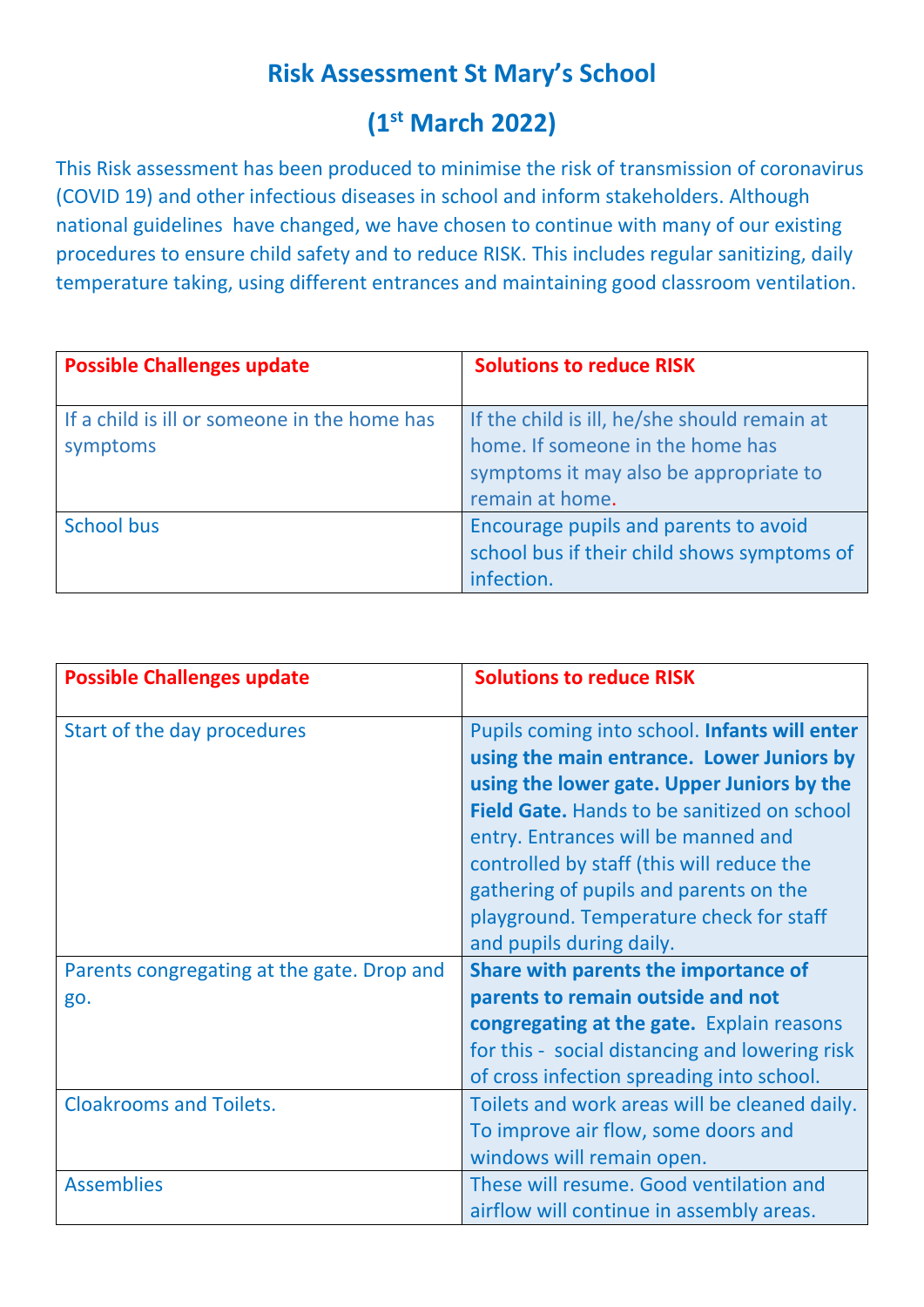# Risk Assessment St Mary's School

## (1st March 2022)

This Risk assessment has been produced to minimise the risk of transmission of coronavirus (COVID 19) and other infectious diseases in school and inform stakeholders. Although national guidelines have changed, we have chosen to continue with many of our existing procedures to ensure child safety and to reduce RISK. This includes regular sanitizing, daily temperature taking, using different entrances and maintaining good classroom ventilation.

| **Possible Challenges update** | **Solutions to reduce RISK** |
| --- | --- |
| If a child is ill or someone in the home has symptoms | If the child is ill, he/she should remain at home. If someone in the home has symptoms it may also be appropriate to remain at home. |
| School bus | Encourage pupils and parents to avoid school bus if their child shows symptoms of infection. |

| **Possible Challenges update** | **Solutions to reduce RISK** |
| --- | --- |
| Start of the day procedures | Pupils coming into school. **Infants will enter using the main entrance. Lower Juniors by using the lower gate. Upper Juniors by the Field Gate.** Hands to be sanitized on school entry. Entrances will be manned and controlled by staff (this will reduce the gathering of pupils and parents on the playground. Temperature check for staff and pupils during daily. |
| Parents congregating at the gate. Drop and go. | **Share with parents the importance of parents to remain outside and not congregating at the gate.** Explain reasons for this - social distancing and lowering risk of cross infection spreading into school. |
| Cloakrooms and Toilets. | Toilets and work areas will be cleaned daily. To improve air flow, some doors and windows will remain open. |
| Assemblies | These will resume. Good ventilation and airflow will continue in assembly areas. |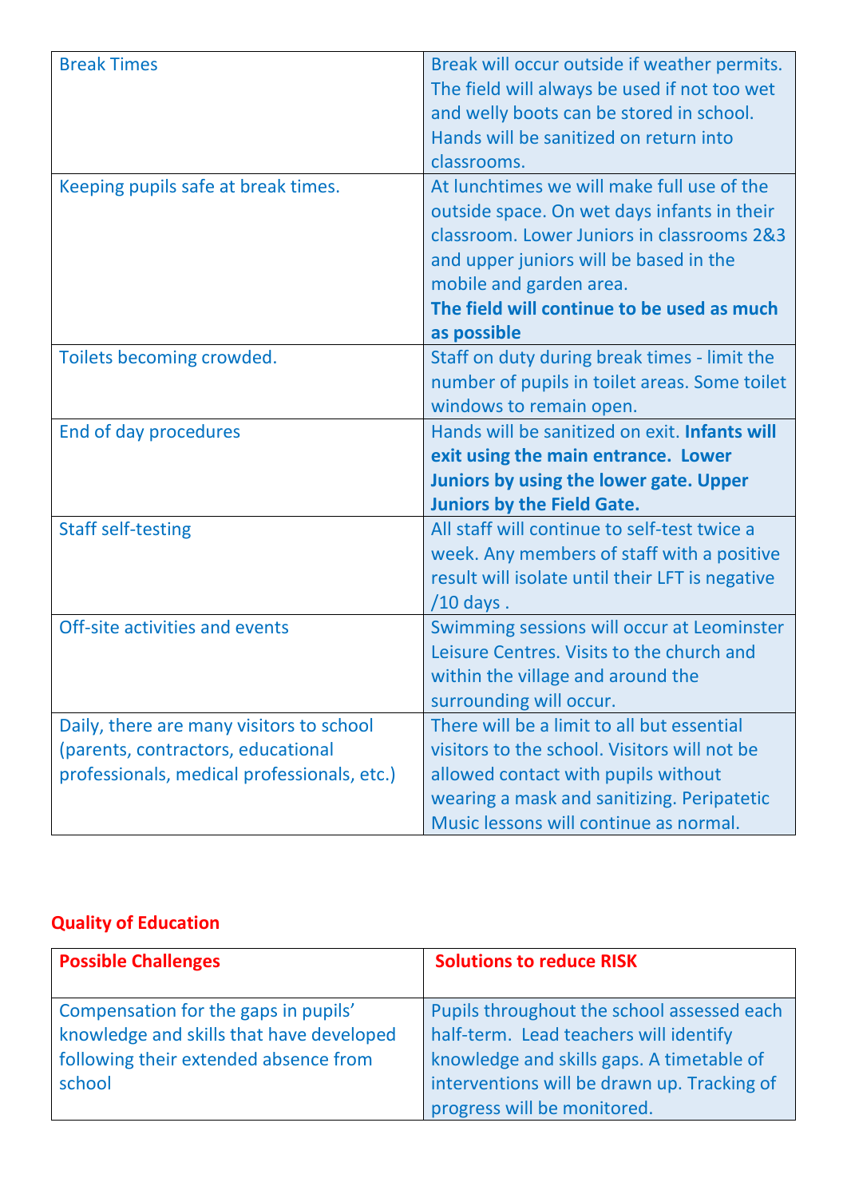| | |
|---|---|
| Break Times | Break will occur outside if weather permits. The field will always be used if not too wet and welly boots can be stored in school. Hands will be sanitized on return into classrooms. |
| Keeping pupils safe at break times. | At lunchtimes we will make full use of the outside space. On wet days infants in their classroom. Lower Juniors in classrooms 2&3 and upper juniors will be based in the mobile and garden area. **The field will continue to be used as much as possible** |
| Toilets becoming crowded. | Staff on duty during break times - limit the number of pupils in toilet areas. Some toilet windows to remain open. |
| End of day procedures | Hands will be sanitized on exit. **Infants will exit using the main entrance. Lower Juniors by using the lower gate. Upper Juniors by the Field Gate.** |
| Staff self-testing | All staff will continue to self-test twice a week. Any members of staff with a positive result will isolate until their LFT is negative /10 days . |
| Off-site activities and events | Swimming sessions will occur at Leominster Leisure Centres. Visits to the church and within the village and around the surrounding will occur. |
| Daily, there are many visitors to school (parents, contractors, educational professionals, medical professionals, etc.) | There will be a limit to all but essential visitors to the school. Visitors will not be allowed contact with pupils without wearing a mask and sanitizing. Peripatetic Music lessons will continue as normal. |

## Quality of Education

| Possible Challenges | Solutions to reduce RISK |
|---|---|
| Compensation for the gaps in pupils' knowledge and skills that have developed following their extended absence from school | Pupils throughout the school assessed each half-term. Lead teachers will identify knowledge and skills gaps. A timetable of interventions will be drawn up. Tracking of progress will be monitored. |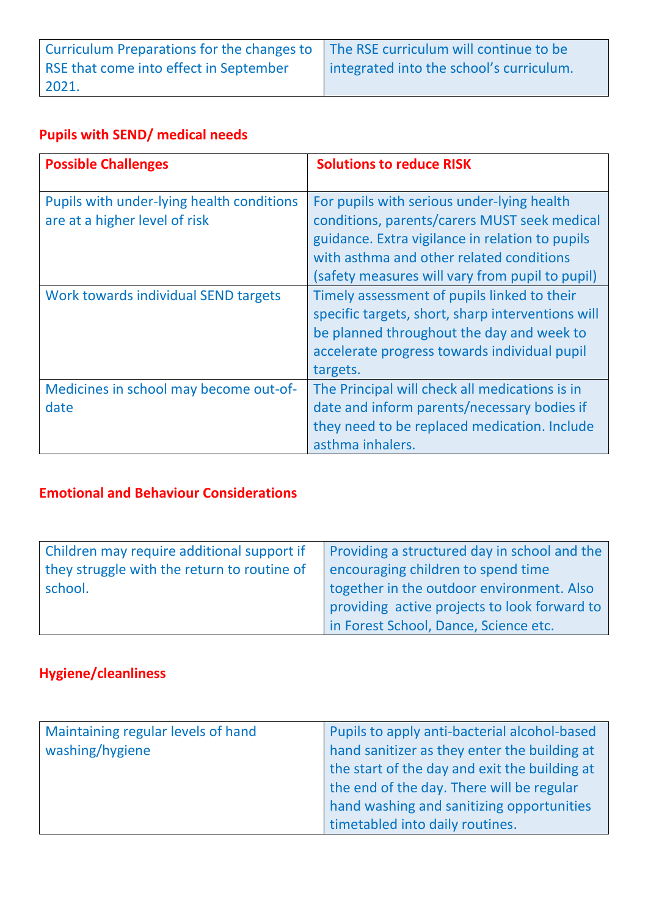| Curriculum Preparations for the changes to RSE that come into effect in September 2021. | The RSE curriculum will continue to be integrated into the school's curriculum. |
|---|---|

## Pupils with SEND/ medical needs

| Possible Challenges | Solutions to reduce RISK |
|---|---|
| Pupils with under-lying health conditions are at a higher level of risk | For pupils with serious under-lying health conditions, parents/carers MUST seek medical guidance. Extra vigilance in relation to pupils with asthma and other related conditions (safety measures will vary from pupil to pupil) |
| Work towards individual SEND targets | Timely assessment of pupils linked to their specific targets, short, sharp interventions will be planned throughout the day and week to accelerate progress towards individual pupil targets. |
| Medicines in school may become out-of-date | The Principal will check all medications is in date and inform parents/necessary bodies if they need to be replaced medication. Include asthma inhalers. |

## Emotional and Behaviour Considerations

| Children may require additional support if they struggle with the return to routine of school. | Providing a structured day in school and the encouraging children to spend time together in the outdoor environment. Also providing active projects to look forward to in Forest School, Dance, Science etc. |
|---|---|

## Hygiene/cleanliness

| Maintaining regular levels of hand washing/hygiene | Pupils to apply anti-bacterial alcohol-based hand sanitizer as they enter the building at the start of the day and exit the building at the end of the day. There will be regular hand washing and sanitizing opportunities timetabled into daily routines. |
|---|---|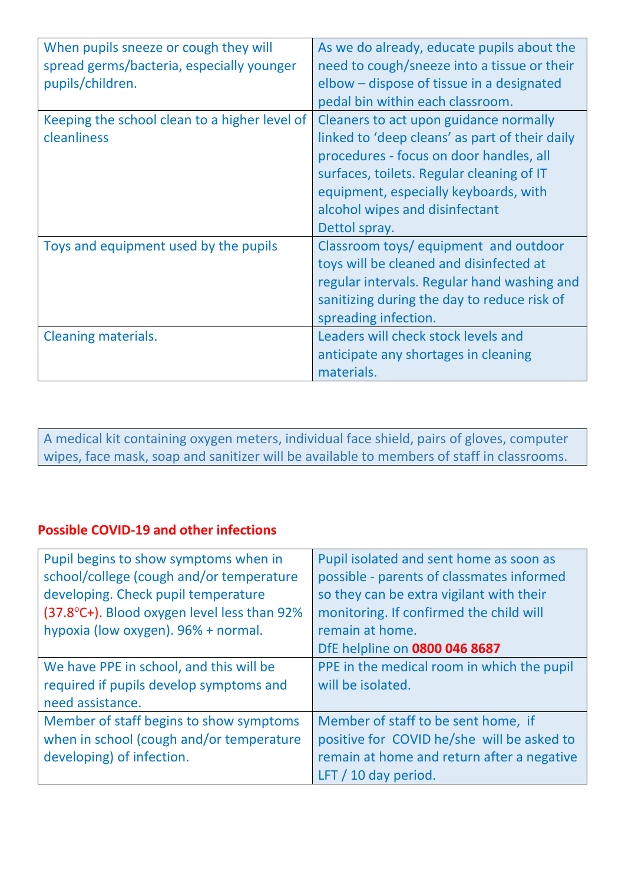| | |
|---|---|
| When pupils sneeze or cough they will spread germs/bacteria, especially younger pupils/children. | As we do already, educate pupils about the need to cough/sneeze into a tissue or their elbow – dispose of tissue in a designated pedal bin within each classroom. |
| Keeping the school clean to a higher level of cleanliness | Cleaners to act upon guidance normally linked to 'deep cleans' as part of their daily procedures - focus on door handles, all surfaces, toilets. Regular cleaning of IT equipment, especially keyboards, with alcohol wipes and disinfectant Dettol spray. |
| Toys and equipment used by the pupils | Classroom toys/ equipment and outdoor toys will be cleaned and disinfected at regular intervals. Regular hand washing and sanitizing during the day to reduce risk of spreading infection. |
| Cleaning materials. | Leaders will check stock levels and anticipate any shortages in cleaning materials. |

| |
|---|
| A medical kit containing oxygen meters, individual face shield, pairs of gloves, computer wipes, face mask, soap and sanitizer will be available to members of staff in classrooms. |

**Possible COVID-19 and other infections**

| | |
|---|---|
| Pupil begins to show symptoms when in school/college (cough and/or temperature developing. Check pupil temperature (37.8ºC+). Blood oxygen level less than 92% hypoxia (low oxygen). 96% + normal. | Pupil isolated and sent home as soon as possible - parents of classmates informed so they can be extra vigilant with their monitoring. If confirmed the child will remain at home. DfE helpline on **0800 046 8687** |
| We have PPE in school, and this will be required if pupils develop symptoms and need assistance. | PPE in the medical room in which the pupil will be isolated. |
| Member of staff begins to show symptoms when in school (cough and/or temperature developing) of infection. | Member of staff to be sent home, if positive for COVID he/she will be asked to remain at home and return after a negative LFT / 10 day period. |